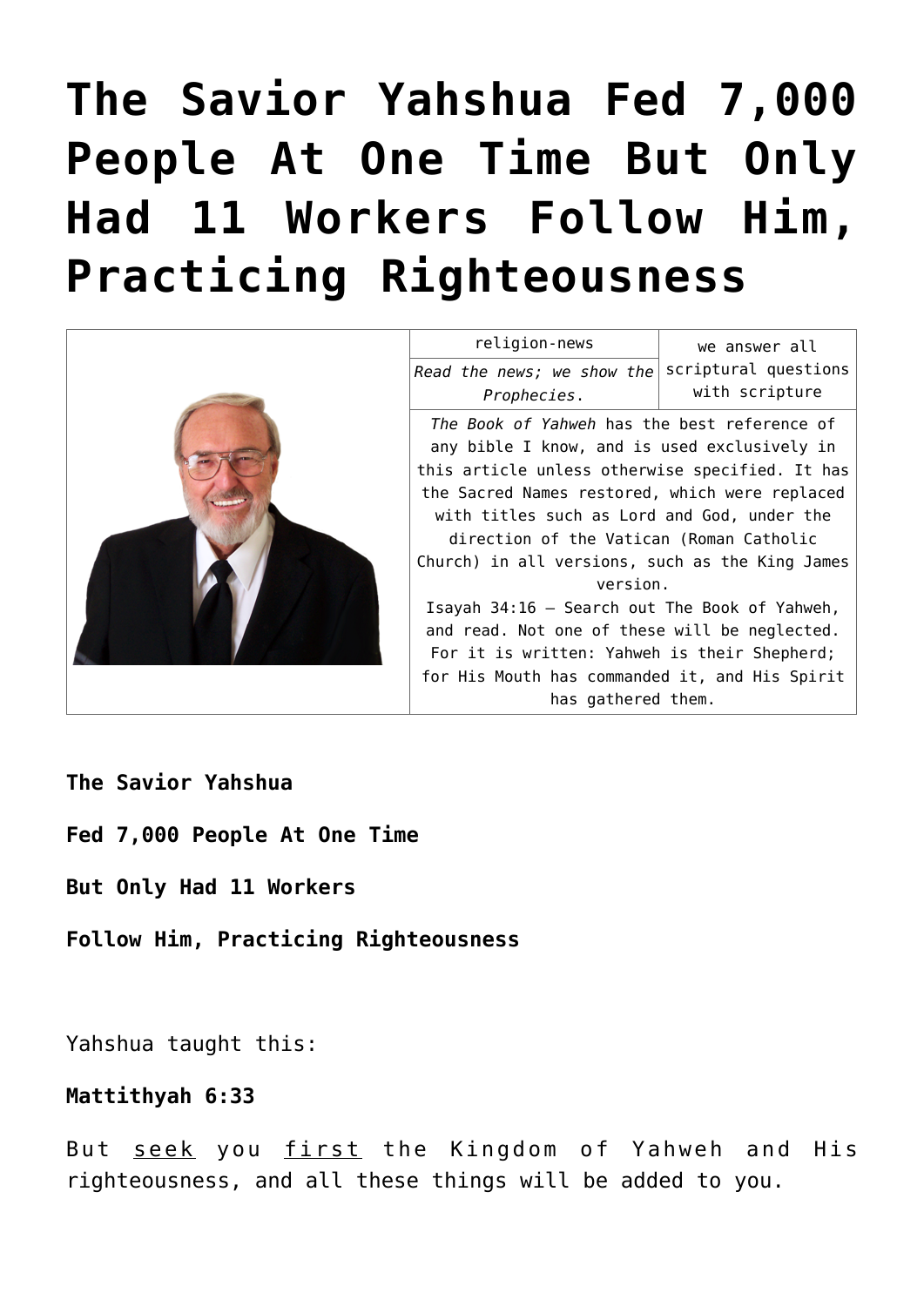# The Savior Yahshua Fed 7,000 People At One Time But Only Had 11 Workers Follow Him, Practicing Righteousness

| | religion-news | we answer all scriptural questions with scripture |
|---|---|---|
| | *Read the news; we show the Prophecies.* | |
| | *The Book of Yahweh* has the best reference of any bible I know, and is used exclusively in this article unless otherwise specified. It has the Sacred Names restored, which were replaced with titles such as Lord and God, under the direction of the Vatican (Roman Catholic Church) in all versions, such as the King James version.<br>Isayah 34:16 – Search out The Book of Yahweh, and read. Not one of these will be neglected. For it is written: Yahweh is their Shepherd; for His Mouth has commanded it, and His Spirit has gathered them. | |

**The Savior Yahshua**

**Fed 7,000 People At One Time**

**But Only Had 11 Workers**

**Follow Him, Practicing Righteousness**

Yahshua taught this:

**Mattithyah 6:33**

But <u>seek</u> you <u>first</u> the Kingdom of Yahweh and His righteousness, and all these things will be added to you.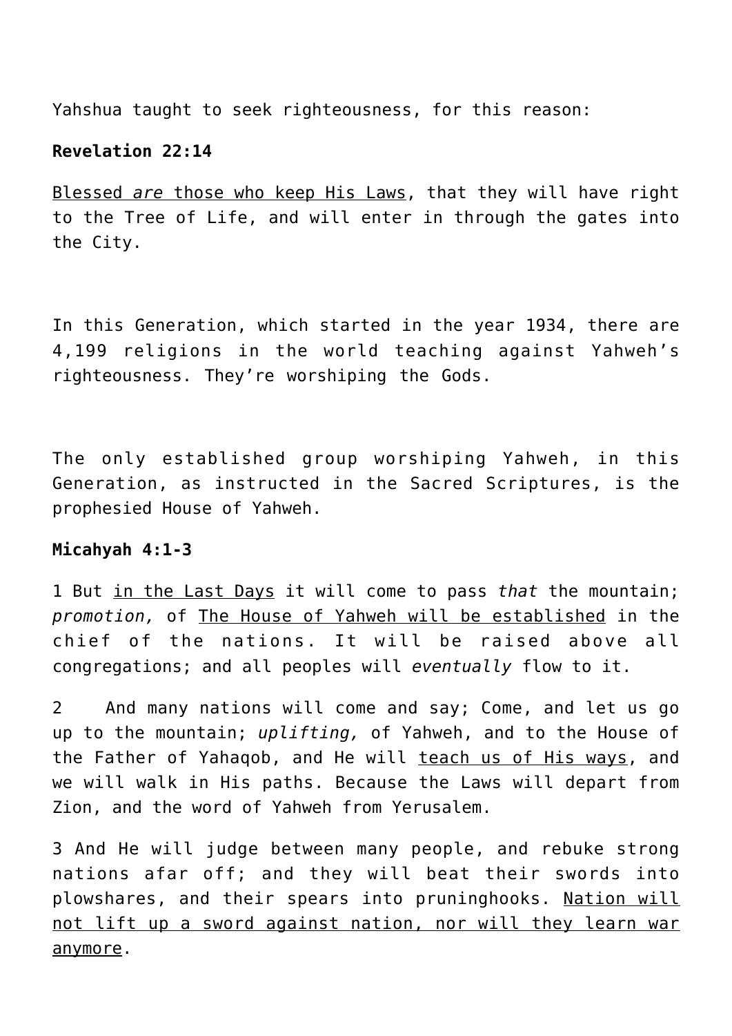Yahshua taught to seek righteousness, for this reason:

**Revelation 22:14**

Blessed *are* those who keep His Laws, that they will have right to the Tree of Life, and will enter in through the gates into the City.

In this Generation, which started in the year 1934, there are 4,199 religions in the world teaching against Yahweh's righteousness. They're worshiping the Gods.

The only established group worshiping Yahweh, in this Generation, as instructed in the Sacred Scriptures, is the prophesied House of Yahweh.

**Micahyah 4:1-3**

1 But in the Last Days it will come to pass *that* the mountain; *promotion,* of The House of Yahweh will be established in the chief of the nations. It will be raised above all congregations; and all peoples will *eventually* flow to it.

2 And many nations will come and say; Come, and let us go up to the mountain; *uplifting,* of Yahweh, and to the House of the Father of Yahaqob, and He will teach us of His ways, and we will walk in His paths. Because the Laws will depart from Zion, and the word of Yahweh from Yerusalem.

3 And He will judge between many people, and rebuke strong nations afar off; and they will beat their swords into plowshares, and their spears into pruninghooks. Nation will not lift up a sword against nation, nor will they learn war anymore.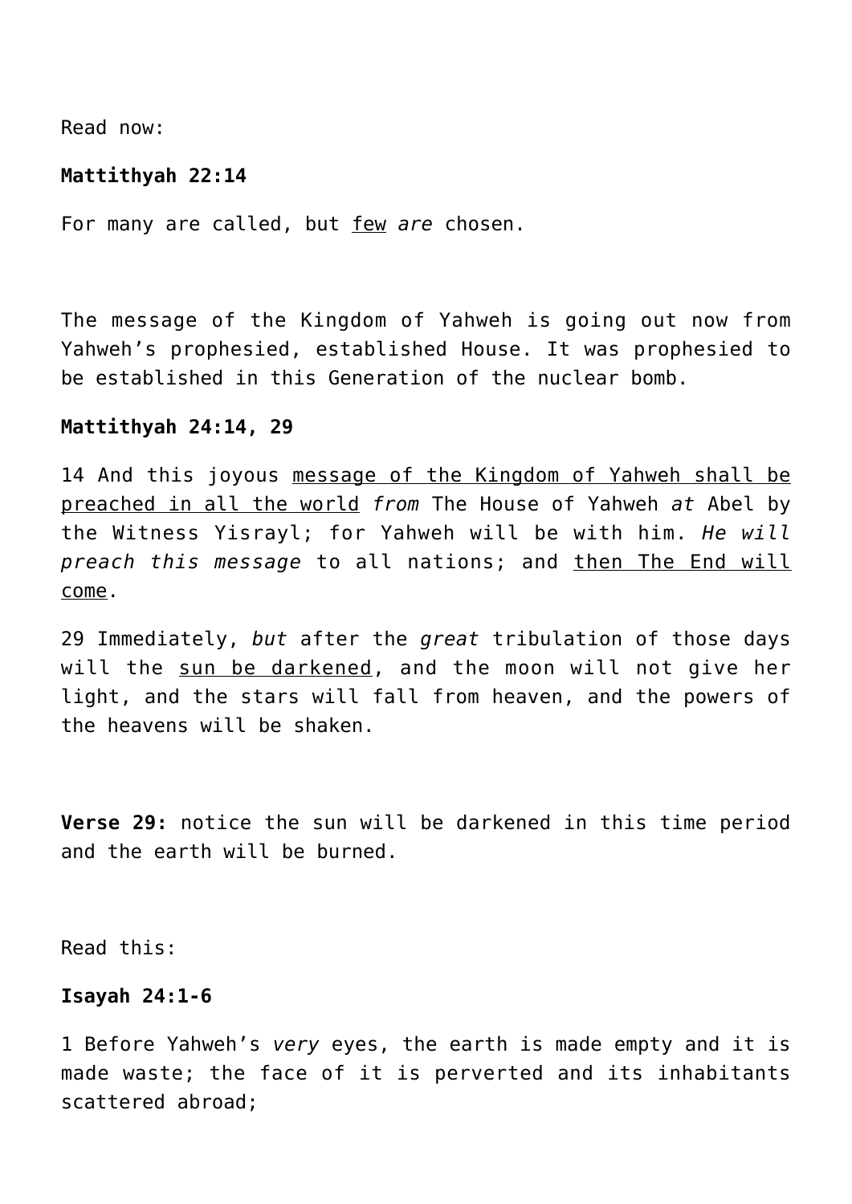Read now:

**Mattithyah 22:14**

For many are called, but <u>few</u> *are* chosen.

The message of the Kingdom of Yahweh is going out now from Yahweh's prophesied, established House. It was prophesied to be established in this Generation of the nuclear bomb.

**Mattithyah 24:14, 29**

14 And this joyous <u>message of the Kingdom of Yahweh shall be preached in all the world</u> *from* The House of Yahweh *at* Abel by the Witness Yisrayl; for Yahweh will be with him. *He will preach this message* to all nations; and <u>then The End will come</u>.

29 Immediately, *but* after the *great* tribulation of those days will the <u>sun be darkened</u>, and the moon will not give her light, and the stars will fall from heaven, and the powers of the heavens will be shaken.

**Verse 29:** notice the sun will be darkened in this time period and the earth will be burned.

Read this:

**Isayah 24:1-6**

1 Before Yahweh's *very* eyes, the earth is made empty and it is made waste; the face of it is perverted and its inhabitants scattered abroad;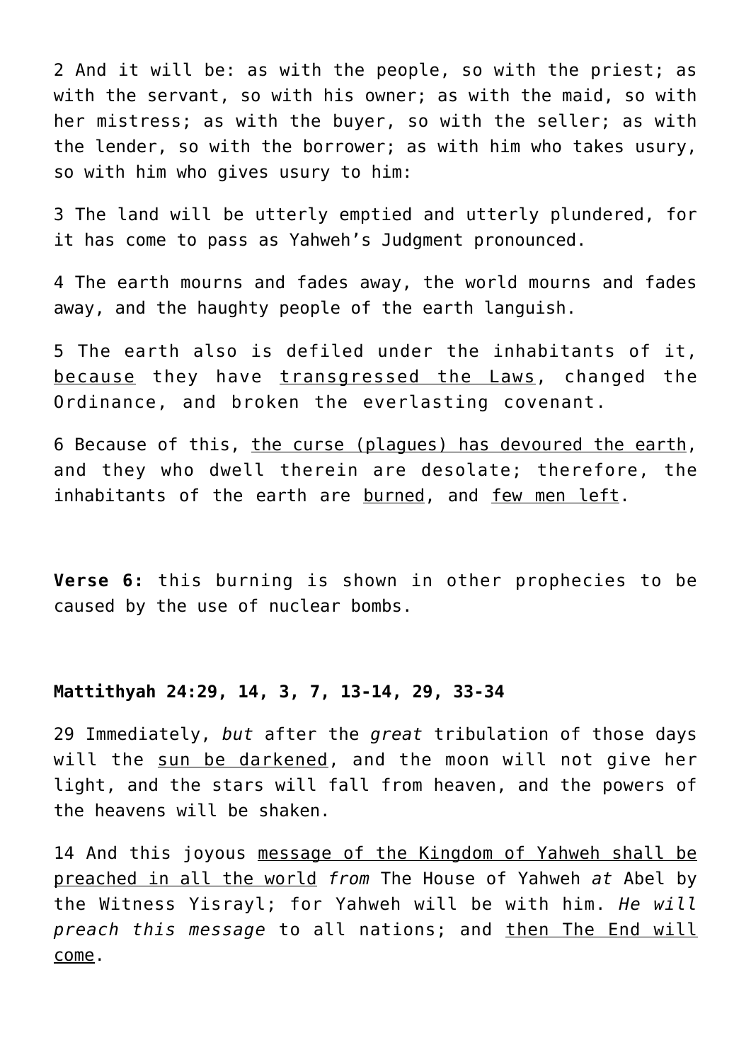2 And it will be: as with the people, so with the priest; as with the servant, so with his owner; as with the maid, so with her mistress; as with the buyer, so with the seller; as with the lender, so with the borrower; as with him who takes usury, so with him who gives usury to him:

3 The land will be utterly emptied and utterly plundered, for it has come to pass as Yahweh's Judgment pronounced.

4 The earth mourns and fades away, the world mourns and fades away, and the haughty people of the earth languish.

5 The earth also is defiled under the inhabitants of it, <u>because</u> they have <u>transgressed the Laws</u>, changed the Ordinance, and broken the everlasting covenant.

6 Because of this, <u>the curse (plagues) has devoured the earth</u>, and they who dwell therein are desolate; therefore, the inhabitants of the earth are <u>burned</u>, and <u>few men left</u>.

**Verse 6:** this burning is shown in other prophecies to be caused by the use of nuclear bombs.

**Mattithyah 24:29, 14, 3, 7, 13-14, 29, 33-34**

29 Immediately, *but* after the *great* tribulation of those days will the <u>sun be darkened</u>, and the moon will not give her light, and the stars will fall from heaven, and the powers of the heavens will be shaken.

14 And this joyous <u>message of the Kingdom of Yahweh shall be preached in all the world</u> *from* The House of Yahweh *at* Abel by the Witness Yisrayl; for Yahweh will be with him. *He will preach this message* to all nations; and <u>then The End will come</u>.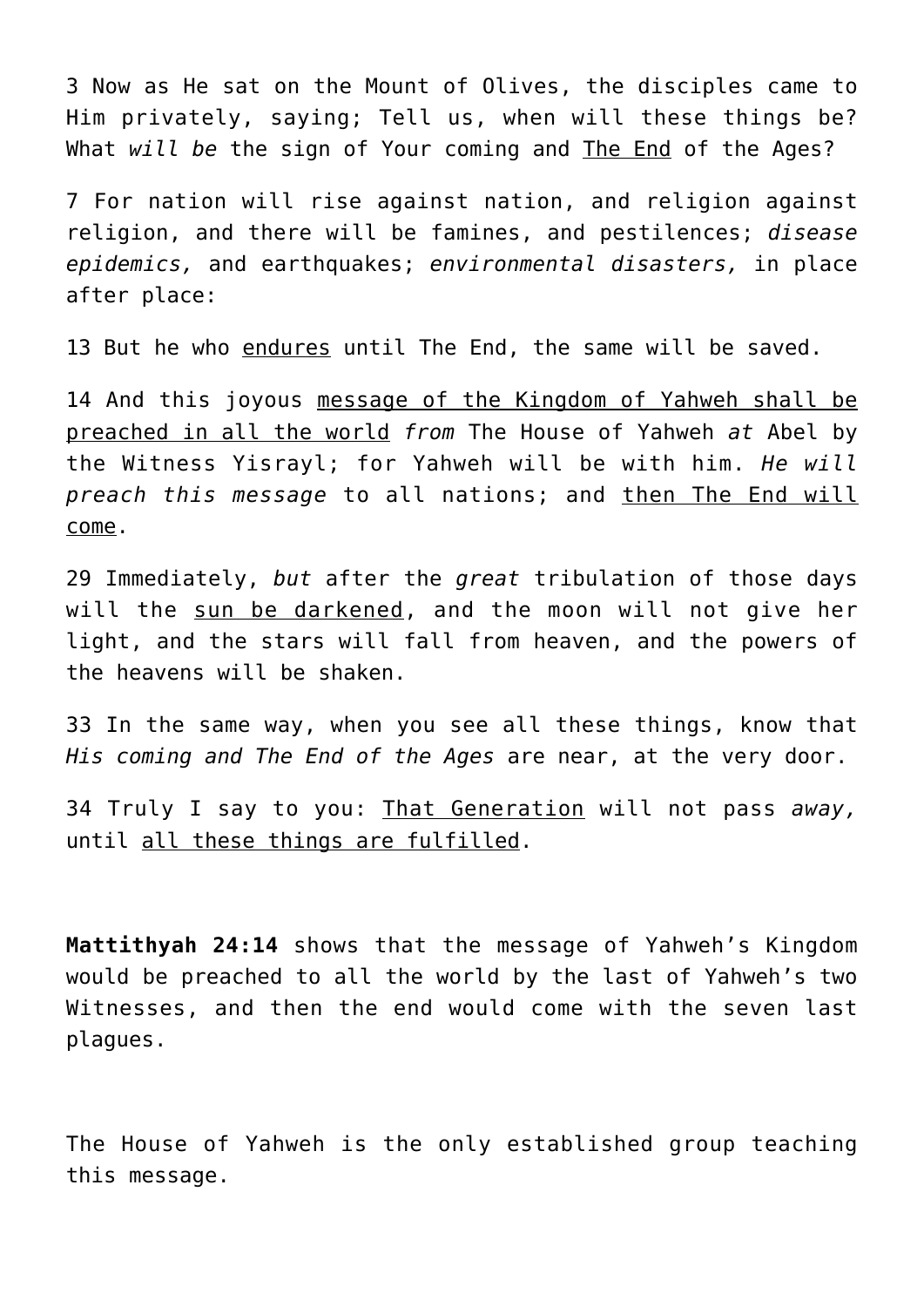3 Now as He sat on the Mount of Olives, the disciples came to Him privately, saying; Tell us, when will these things be? What *will be* the sign of Your coming and <u>The End</u> of the Ages?

7 For nation will rise against nation, and religion against religion, and there will be famines, and pestilences; *disease epidemics,* and earthquakes; *environmental disasters,* in place after place:

13 But he who <u>endures</u> until The End, the same will be saved.

14 And this joyous <u>message of the Kingdom of Yahweh shall be preached in all the world</u> *from* The House of Yahweh *at* Abel by the Witness Yisrayl; for Yahweh will be with him. *He will preach this message* to all nations; and <u>then The End will come</u>.

29 Immediately, *but* after the *great* tribulation of those days will the <u>sun be darkened</u>, and the moon will not give her light, and the stars will fall from heaven, and the powers of the heavens will be shaken.

33 In the same way, when you see all these things, know that *His coming and The End of the Ages* are near, at the very door.

34 Truly I say to you: <u>That Generation</u> will not pass *away,* until <u>all these things are fulfilled</u>.

**Mattithyah 24:14** shows that the message of Yahweh's Kingdom would be preached to all the world by the last of Yahweh's two Witnesses, and then the end would come with the seven last plagues.

The House of Yahweh is the only established group teaching this message.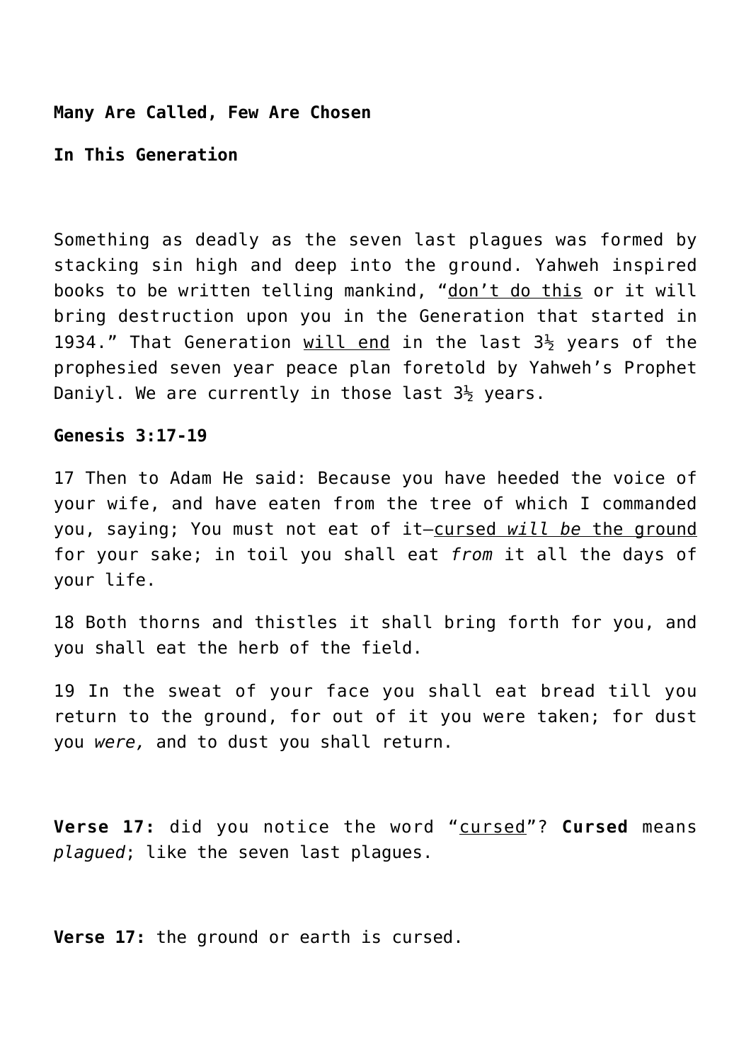**Many Are Called, Few Are Chosen**

**In This Generation**

Something as deadly as the seven last plagues was formed by stacking sin high and deep into the ground. Yahweh inspired books to be written telling mankind, "don't do this or it will bring destruction upon you in the Generation that started in 1934." That Generation will end in the last 3½ years of the prophesied seven year peace plan foretold by Yahweh's Prophet Daniyl. We are currently in those last 3½ years.

**Genesis 3:17-19**

17 Then to Adam He said: Because you have heeded the voice of your wife, and have eaten from the tree of which I commanded you, saying; You must not eat of it—cursed *will be* the ground for your sake; in toil you shall eat *from* it all the days of your life.

18 Both thorns and thistles it shall bring forth for you, and you shall eat the herb of the field.

19 In the sweat of your face you shall eat bread till you return to the ground, for out of it you were taken; for dust you *were,* and to dust you shall return.

**Verse 17:** did you notice the word "cursed"? **Cursed** means *plagued*; like the seven last plagues.

**Verse 17:** the ground or earth is cursed.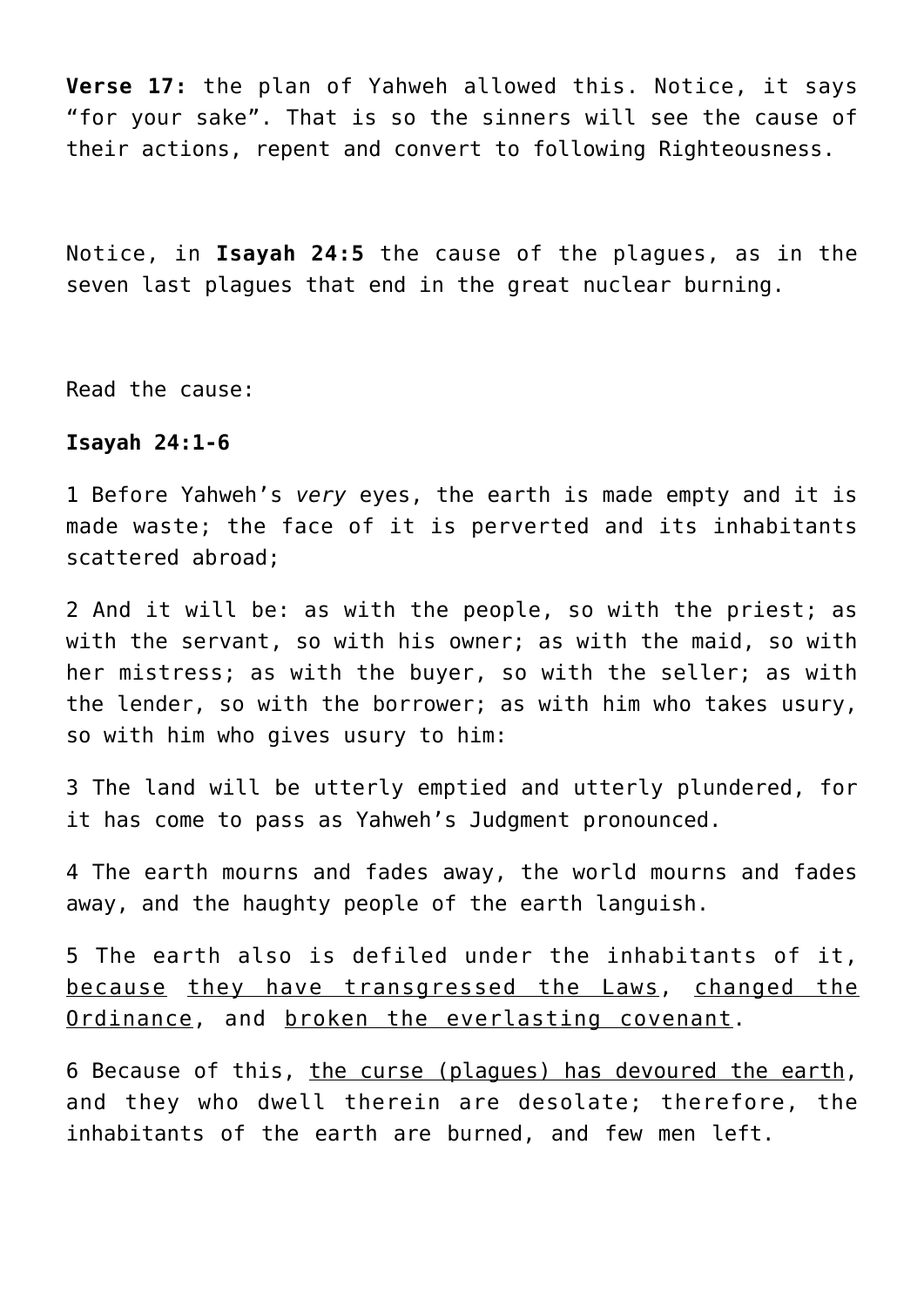**Verse 17:** the plan of Yahweh allowed this. Notice, it says "for your sake". That is so the sinners will see the cause of their actions, repent and convert to following Righteousness.

Notice, in **Isayah 24:5** the cause of the plagues, as in the seven last plagues that end in the great nuclear burning.

Read the cause:

**Isayah 24:1-6**

1 Before Yahweh's *very* eyes, the earth is made empty and it is made waste; the face of it is perverted and its inhabitants scattered abroad;

2 And it will be: as with the people, so with the priest; as with the servant, so with his owner; as with the maid, so with her mistress; as with the buyer, so with the seller; as with the lender, so with the borrower; as with him who takes usury, so with him who gives usury to him:

3 The land will be utterly emptied and utterly plundered, for it has come to pass as Yahweh's Judgment pronounced.

4 The earth mourns and fades away, the world mourns and fades away, and the haughty people of the earth languish.

5 The earth also is defiled under the inhabitants of it, <u>because</u> <u>they have transgressed the Laws</u>, <u>changed the Ordinance</u>, and <u>broken the everlasting covenant</u>.

6 Because of this, <u>the curse (plagues) has devoured the earth</u>, and they who dwell therein are desolate; therefore, the inhabitants of the earth are burned, and few men left.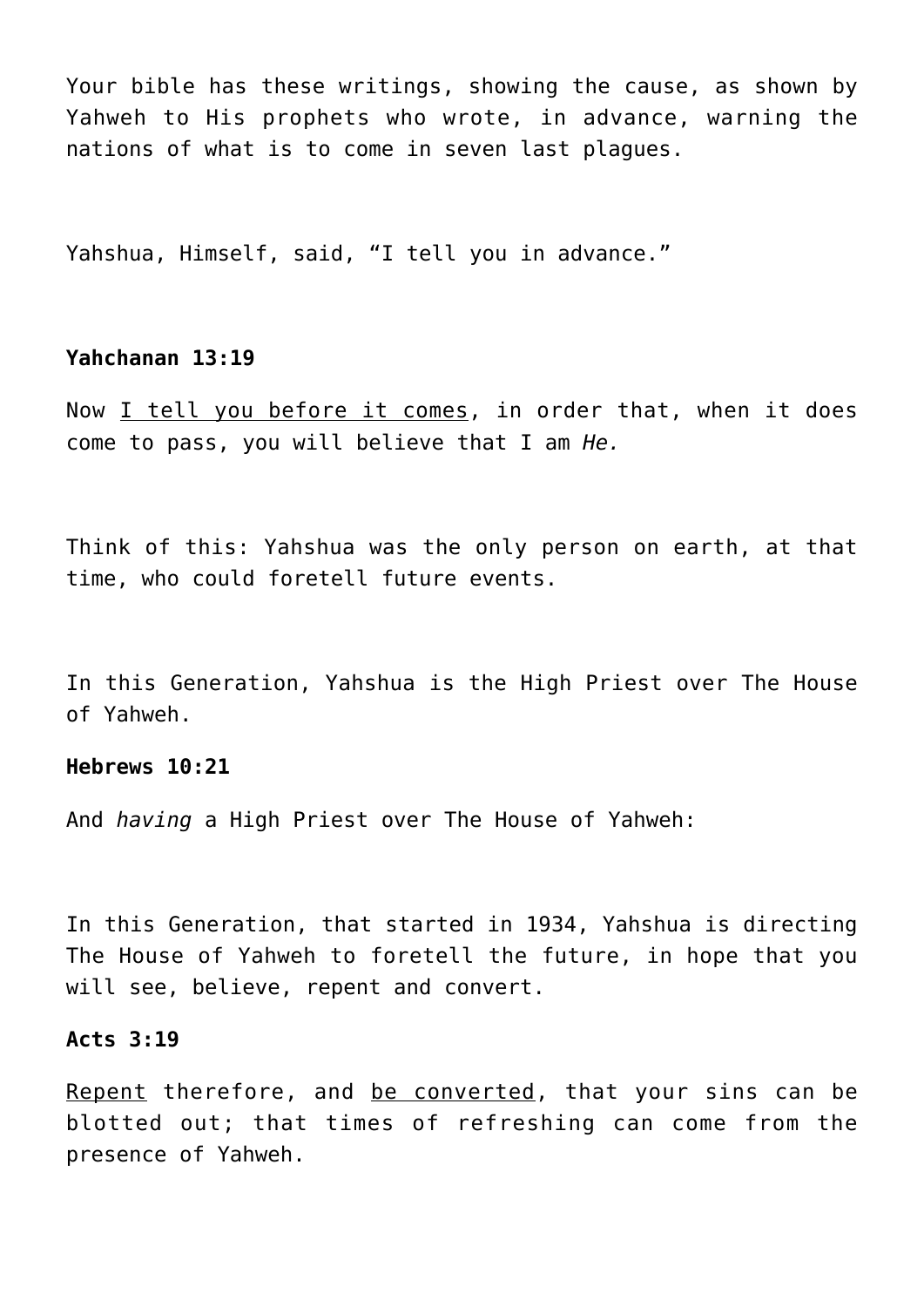Your bible has these writings, showing the cause, as shown by Yahweh to His prophets who wrote, in advance, warning the nations of what is to come in seven last plagues.

Yahshua, Himself, said, “I tell you in advance.”

**Yahchanan 13:19**

Now <u>I tell you before it comes</u>, in order that, when it does come to pass, you will believe that I am *He.*

Think of this: Yahshua was the only person on earth, at that time, who could foretell future events.

In this Generation, Yahshua is the High Priest over The House of Yahweh.

**Hebrews 10:21**

And *having* a High Priest over The House of Yahweh:

In this Generation, that started in 1934, Yahshua is directing The House of Yahweh to foretell the future, in hope that you will see, believe, repent and convert.

**Acts 3:19**

<u>Repent</u> therefore, and <u>be converted</u>, that your sins can be blotted out; that times of refreshing can come from the presence of Yahweh.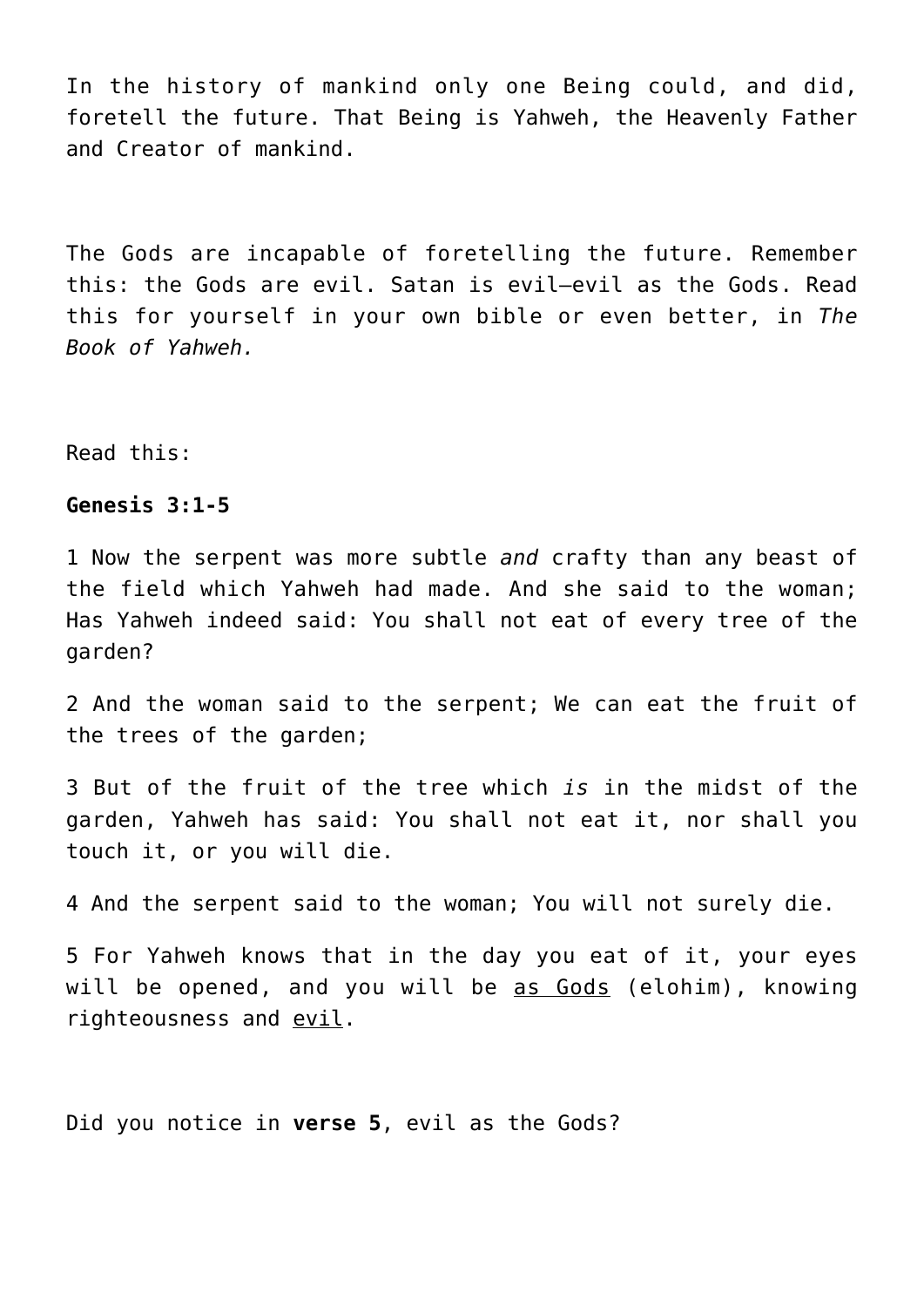In the history of mankind only one Being could, and did, foretell the future. That Being is Yahweh, the Heavenly Father and Creator of mankind.

The Gods are incapable of foretelling the future. Remember this: the Gods are evil. Satan is evil—evil as the Gods. Read this for yourself in your own bible or even better, in *The Book of Yahweh.*

Read this:

**Genesis 3:1-5**

1 Now the serpent was more subtle *and* crafty than any beast of the field which Yahweh had made. And she said to the woman; Has Yahweh indeed said: You shall not eat of every tree of the garden?

2 And the woman said to the serpent; We can eat the fruit of the trees of the garden;

3 But of the fruit of the tree which *is* in the midst of the garden, Yahweh has said: You shall not eat it, nor shall you touch it, or you will die.

4 And the serpent said to the woman; You will not surely die.

5 For Yahweh knows that in the day you eat of it, your eyes will be opened, and you will be <u>as Gods</u> (elohim), knowing righteousness and <u>evil</u>.

Did you notice in **verse 5**, evil as the Gods?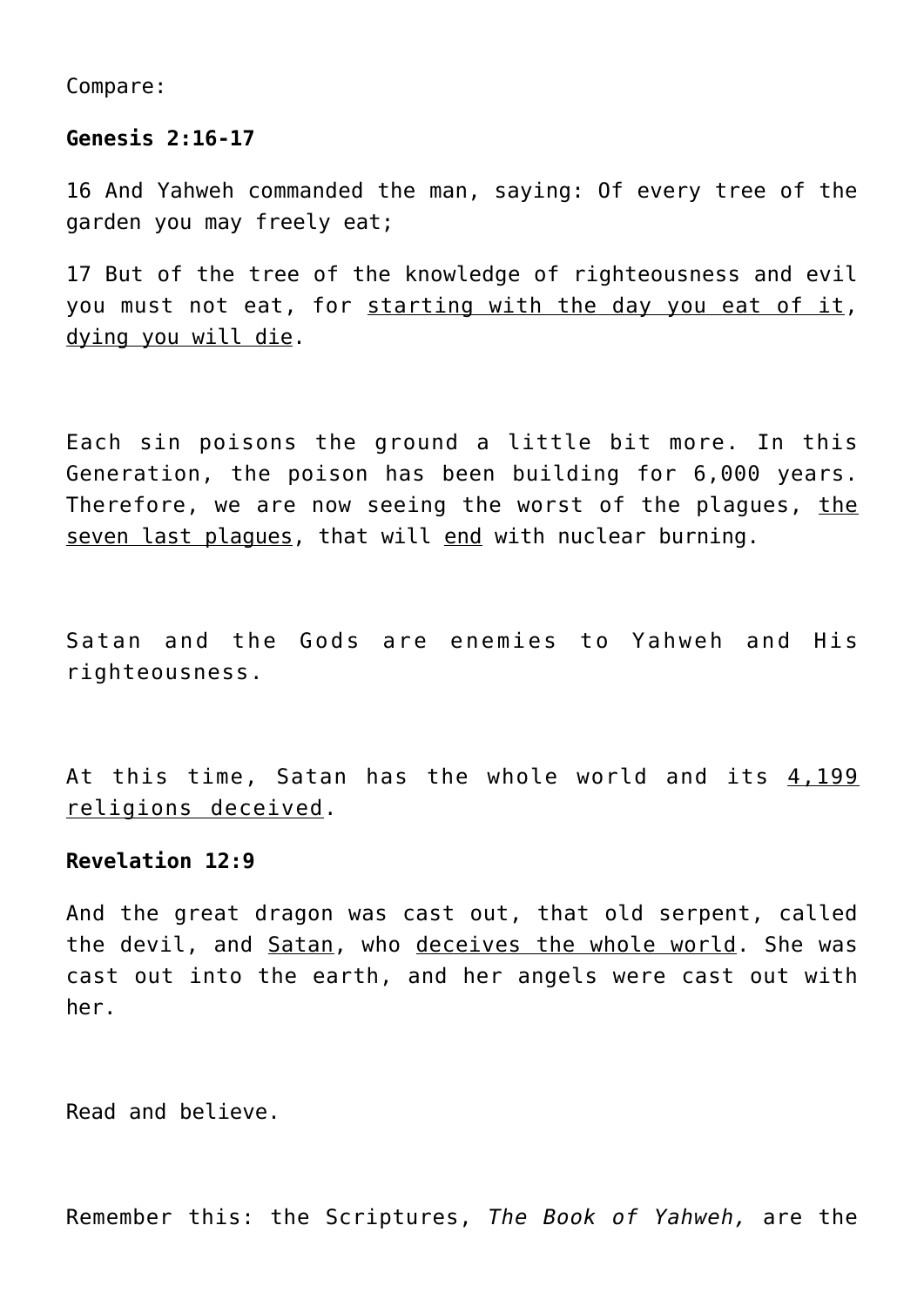Compare:

**Genesis 2:16-17**

16 And Yahweh commanded the man, saying: Of every tree of the garden you may freely eat;

17 But of the tree of the knowledge of righteousness and evil you must not eat, for starting with the day you eat of it, dying you will die.

Each sin poisons the ground a little bit more. In this Generation, the poison has been building for 6,000 years. Therefore, we are now seeing the worst of the plagues, the seven last plagues, that will end with nuclear burning.

Satan and the Gods are enemies to Yahweh and His righteousness.

At this time, Satan has the whole world and its 4,199 religions deceived.

**Revelation 12:9**

And the great dragon was cast out, that old serpent, called the devil, and Satan, who deceives the whole world. She was cast out into the earth, and her angels were cast out with her.

Read and believe.

Remember this: the Scriptures, *The Book of Yahweh,* are the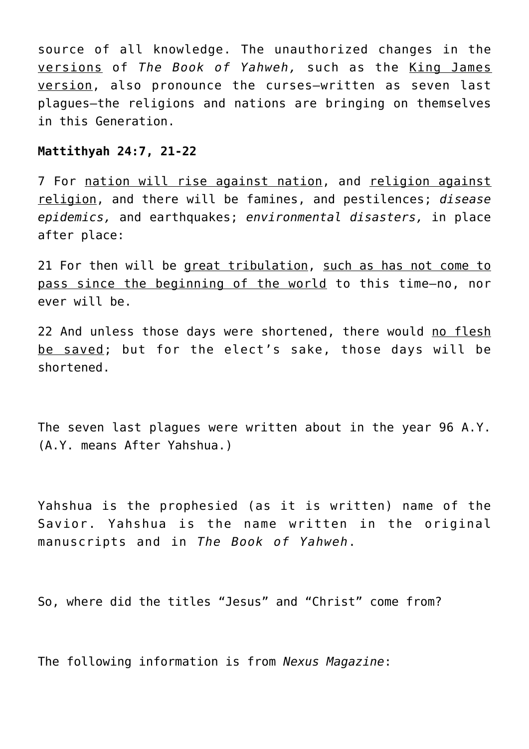source of all knowledge. The unauthorized changes in the versions of *The Book of Yahweh,* such as the King James version, also pronounce the curses—written as seven last plagues—the religions and nations are bringing on themselves in this Generation.

**Mattithyah 24:7, 21-22**

7 For nation will rise against nation, and religion against religion, and there will be famines, and pestilences; *disease epidemics,* and earthquakes; *environmental disasters,* in place after place:

21 For then will be great tribulation, such as has not come to pass since the beginning of the world to this time—no, nor ever will be.

22 And unless those days were shortened, there would no flesh be saved; but for the elect's sake, those days will be shortened.

The seven last plagues were written about in the year 96 A.Y. (A.Y. means After Yahshua.)

Yahshua is the prophesied (as it is written) name of the Savior. Yahshua is the name written in the original manuscripts and in *The Book of Yahweh*.

So, where did the titles "Jesus" and "Christ" come from?

The following information is from *Nexus Magazine*: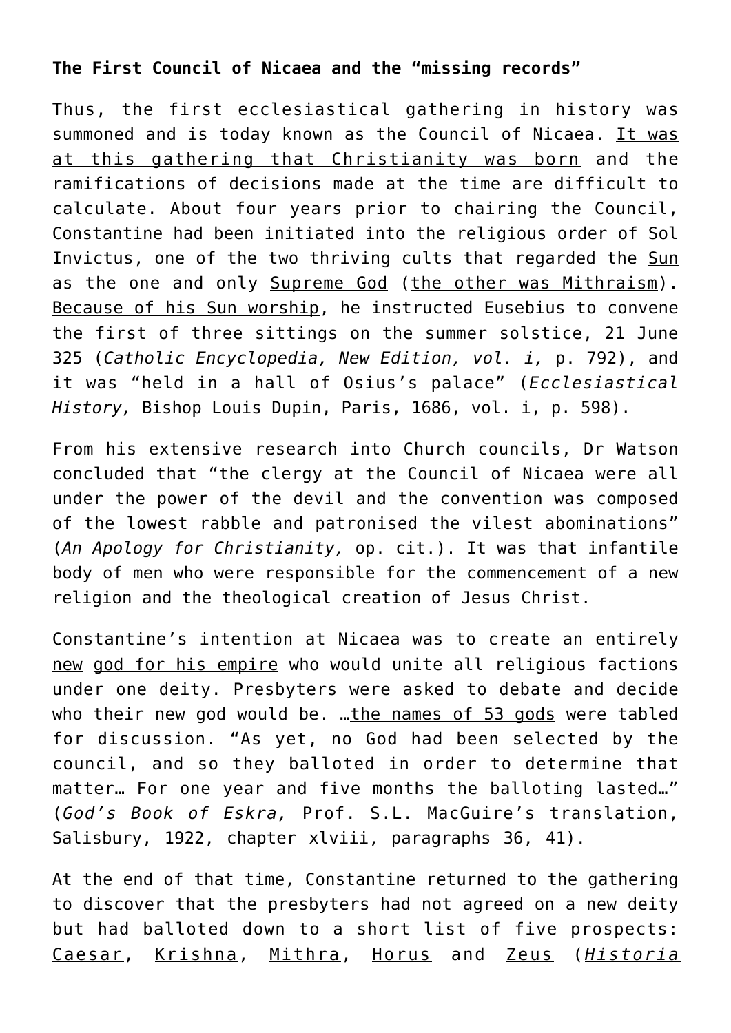**The First Council of Nicaea and the “missing records”**

Thus, the first ecclesiastical gathering in history was summoned and is today known as the Council of Nicaea. It was at this gathering that Christianity was born and the ramifications of decisions made at the time are difficult to calculate. About four years prior to chairing the Council, Constantine had been initiated into the religious order of Sol Invictus, one of the two thriving cults that regarded the Sun as the one and only Supreme God (the other was Mithraism). Because of his Sun worship, he instructed Eusebius to convene the first of three sittings on the summer solstice, 21 June 325 (*Catholic Encyclopedia, New Edition, vol. i,* p. 792), and it was “held in a hall of Osius’s palace” (*Ecclesiastical History,* Bishop Louis Dupin, Paris, 1686, vol. i, p. 598).

From his extensive research into Church councils, Dr Watson concluded that “the clergy at the Council of Nicaea were all under the power of the devil and the convention was composed of the lowest rabble and patronised the vilest abominations” (*An Apology for Christianity,* op. cit.). It was that infantile body of men who were responsible for the commencement of a new religion and the theological creation of Jesus Christ.

Constantine’s intention at Nicaea was to create an entirely new god for his empire who would unite all religious factions under one deity. Presbyters were asked to debate and decide who their new god would be. …the names of 53 gods were tabled for discussion. “As yet, no God had been selected by the council, and so they balloted in order to determine that matter… For one year and five months the balloting lasted…” (*God’s Book of Eskra,* Prof. S.L. MacGuire’s translation, Salisbury, 1922, chapter xlviii, paragraphs 36, 41).

At the end of that time, Constantine returned to the gathering to discover that the presbyters had not agreed on a new deity but had balloted down to a short list of five prospects: Caesar, Krishna, Mithra, Horus and Zeus (*Historia*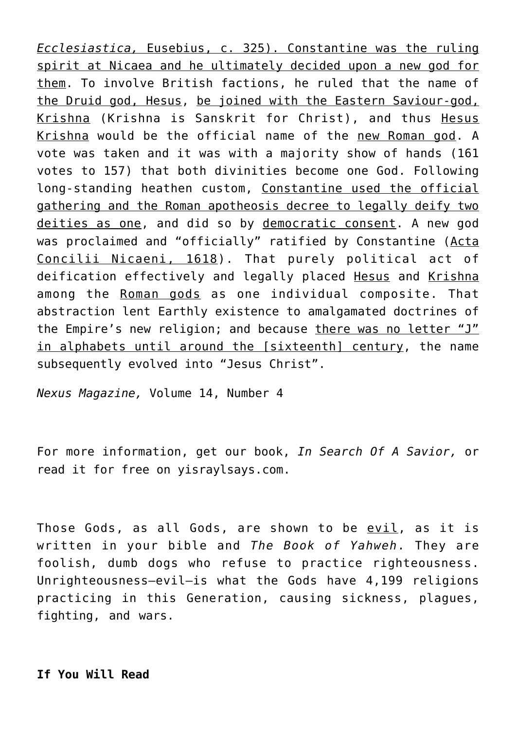*Ecclesiastica,* Eusebius, c. 325). Constantine was the ruling spirit at Nicaea and he ultimately decided upon a new god for them. To involve British factions, he ruled that the name of the Druid god, Hesus, be joined with the Eastern Saviour-god, Krishna (Krishna is Sanskrit for Christ), and thus Hesus Krishna would be the official name of the new Roman god. A vote was taken and it was with a majority show of hands (161 votes to 157) that both divinities become one God. Following long-standing heathen custom, Constantine used the official gathering and the Roman apotheosis decree to legally deify two deities as one, and did so by democratic consent. A new god was proclaimed and "officially" ratified by Constantine (Acta Concilii Nicaeni, 1618). That purely political act of deification effectively and legally placed Hesus and Krishna among the Roman gods as one individual composite. That abstraction lent Earthly existence to amalgamated doctrines of the Empire's new religion; and because there was no letter "J" in alphabets until around the [sixteenth] century, the name subsequently evolved into "Jesus Christ".

*Nexus Magazine,* Volume 14, Number 4

For more information, get our book, *In Search Of A Savior,* or read it for free on yisraylsays.com.

Those Gods, as all Gods, are shown to be evil, as it is written in your bible and *The Book of Yahweh*. They are foolish, dumb dogs who refuse to practice righteousness. Unrighteousness—evil—is what the Gods have 4,199 religions practicing in this Generation, causing sickness, plagues, fighting, and wars.

**If You Will Read**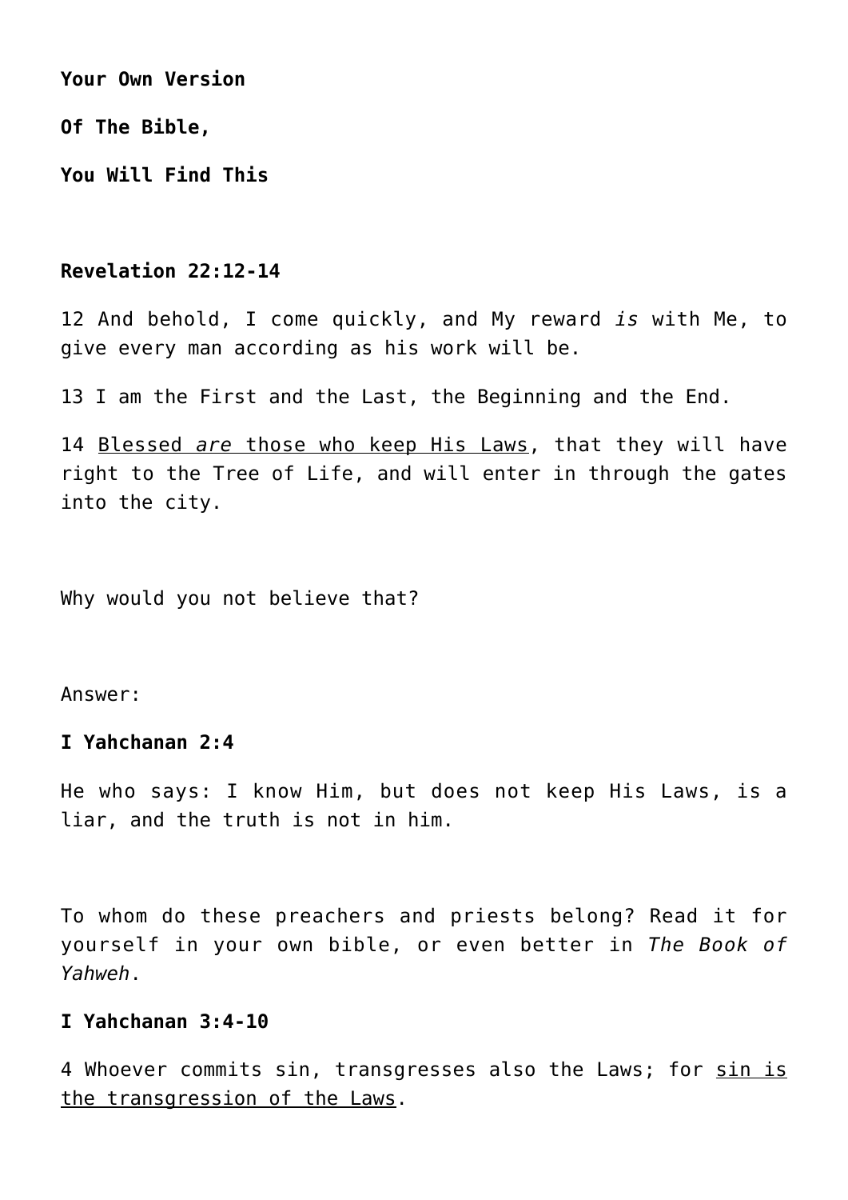**Your Own Version**

**Of The Bible,**

**You Will Find This**

**Revelation 22:12-14**

12 And behold, I come quickly, and My reward *is* with Me, to give every man according as his work will be.

13 I am the First and the Last, the Beginning and the End.

14 <u>Blessed *are* those who keep His Laws</u>, that they will have right to the Tree of Life, and will enter in through the gates into the city.

Why would you not believe that?

Answer:

**I Yahchanan 2:4**

He who says: I know Him, but does not keep His Laws, is a liar, and the truth is not in him.

To whom do these preachers and priests belong? Read it for yourself in your own bible, or even better in *The Book of Yahweh*.

**I Yahchanan 3:4-10**

4 Whoever commits sin, transgresses also the Laws; for <u>sin is the transgression of the Laws</u>.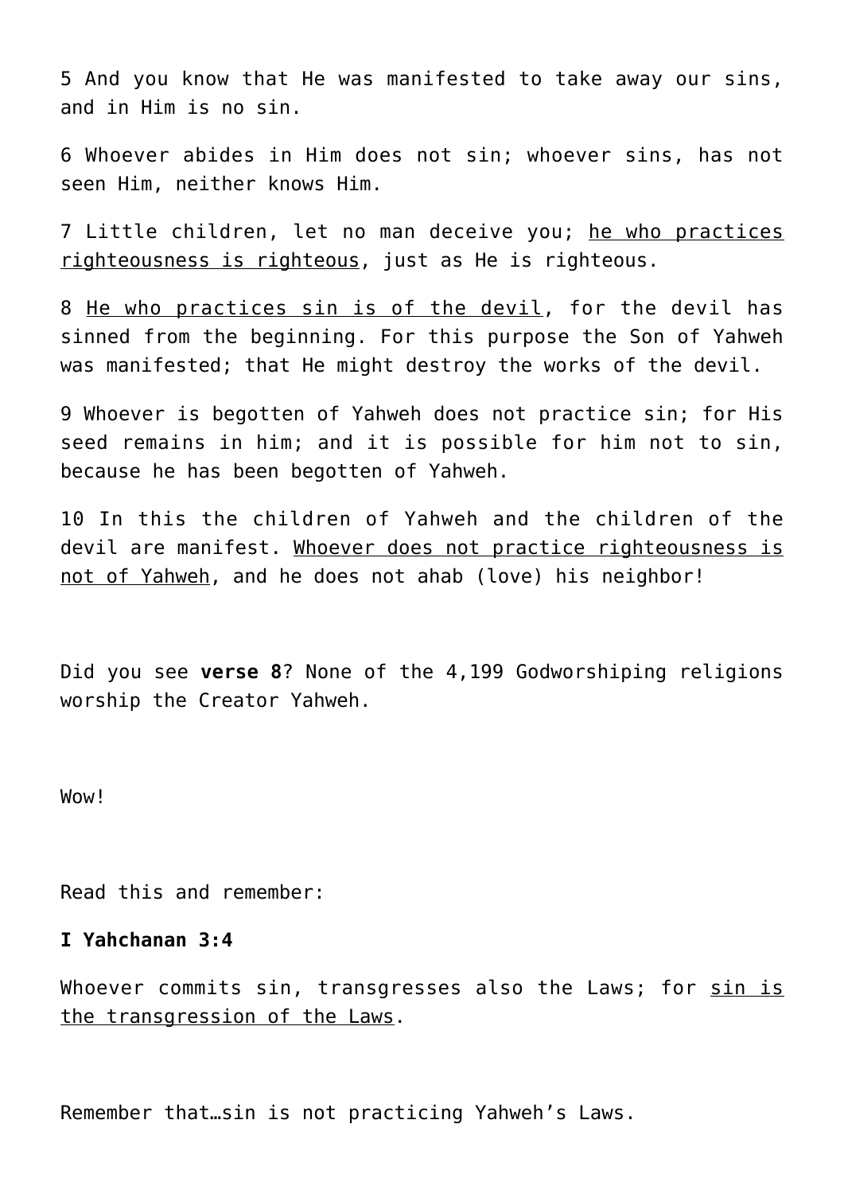5 And you know that He was manifested to take away our sins, and in Him is no sin.

6 Whoever abides in Him does not sin; whoever sins, has not seen Him, neither knows Him.

7 Little children, let no man deceive you; <u>he who practices righteousness is righteous</u>, just as He is righteous.

8 <u>He who practices sin is of the devil</u>, for the devil has sinned from the beginning. For this purpose the Son of Yahweh was manifested; that He might destroy the works of the devil.

9 Whoever is begotten of Yahweh does not practice sin; for His seed remains in him; and it is possible for him not to sin, because he has been begotten of Yahweh.

10 In this the children of Yahweh and the children of the devil are manifest. <u>Whoever does not practice righteousness is not of Yahweh</u>, and he does not ahab (love) his neighbor!

Did you see **verse 8**? None of the 4,199 Godworshiping religions worship the Creator Yahweh.

Wow!

Read this and remember:

**I Yahchanan 3:4**

Whoever commits sin, transgresses also the Laws; for <u>sin is the transgression of the Laws</u>.

Remember that…sin is not practicing Yahweh's Laws.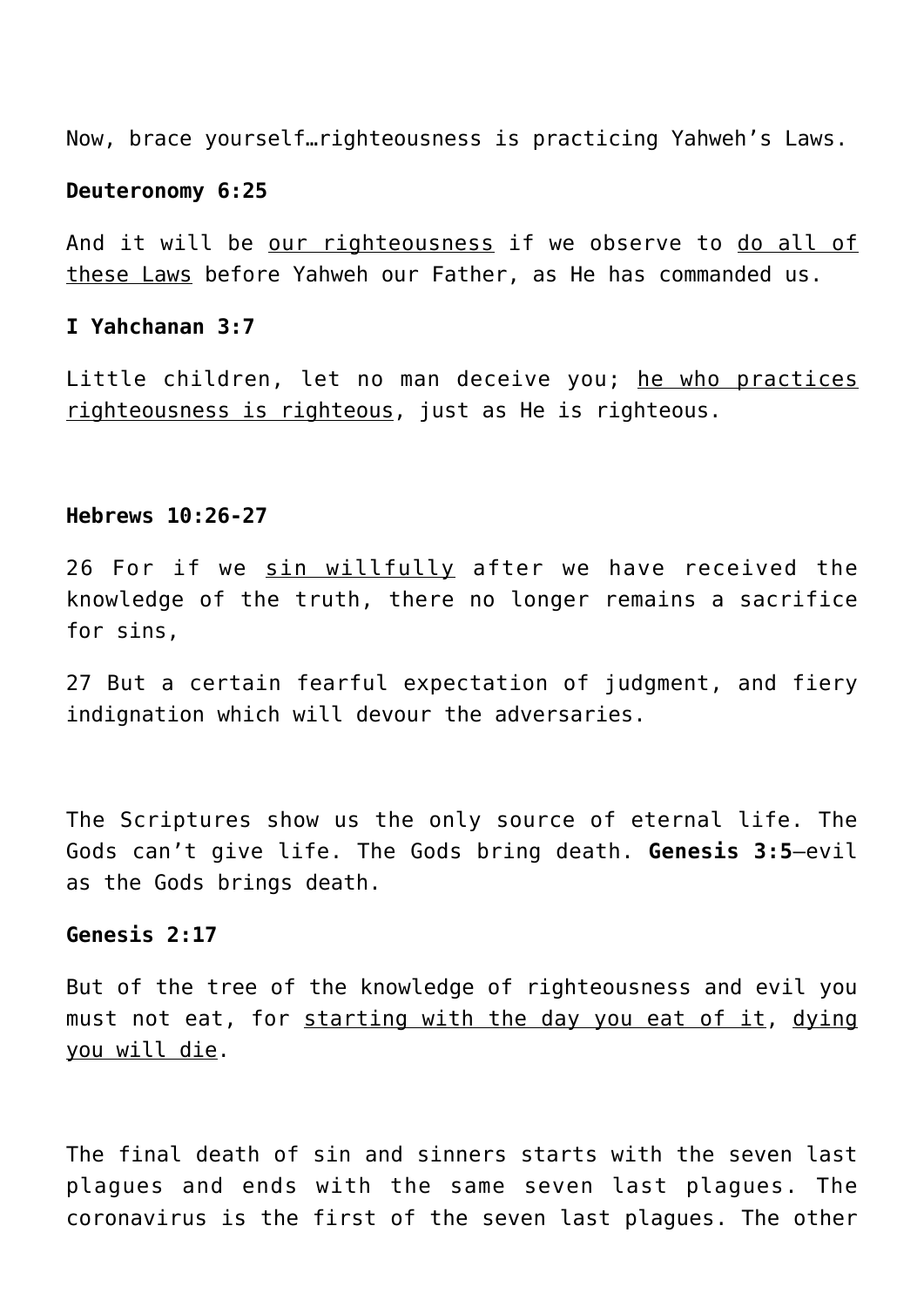Now, brace yourself…righteousness is practicing Yahweh's Laws.

**Deuteronomy 6:25**

And it will be <u>our righteousness</u> if we observe to <u>do all of these Laws</u> before Yahweh our Father, as He has commanded us.

**I Yahchanan 3:7**

Little children, let no man deceive you; <u>he who practices righteousness is righteous</u>, just as He is righteous.

**Hebrews 10:26-27**

26 For if we <u>sin willfully</u> after we have received the knowledge of the truth, there no longer remains a sacrifice for sins,

27 But a certain fearful expectation of judgment, and fiery indignation which will devour the adversaries.

The Scriptures show us the only source of eternal life. The Gods can't give life. The Gods bring death. **Genesis 3:5**—evil as the Gods brings death.

**Genesis 2:17**

But of the tree of the knowledge of righteousness and evil you must not eat, for <u>starting with the day you eat of it</u>, <u>dying you will die</u>.

The final death of sin and sinners starts with the seven last plagues and ends with the same seven last plagues. The coronavirus is the first of the seven last plagues. The other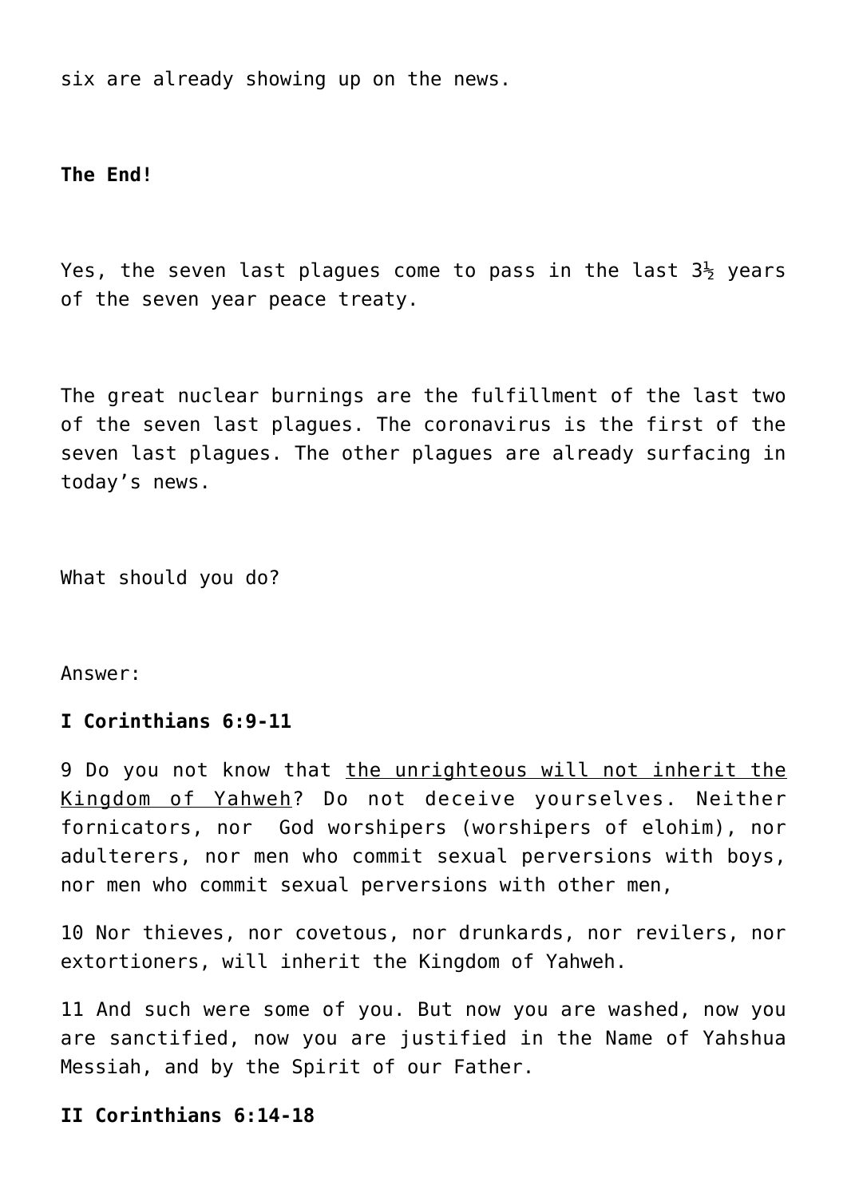six are already showing up on the news.

**The End!**

Yes, the seven last plagues come to pass in the last 3½ years of the seven year peace treaty.

The great nuclear burnings are the fulfillment of the last two of the seven last plagues. The coronavirus is the first of the seven last plagues. The other plagues are already surfacing in today's news.

What should you do?

Answer:

**I Corinthians 6:9-11**

9 Do you not know that <u>the unrighteous will not inherit the Kingdom of Yahweh</u>? Do not deceive yourselves. Neither fornicators, nor God worshipers (worshipers of elohim), nor adulterers, nor men who commit sexual perversions with boys, nor men who commit sexual perversions with other men,

10 Nor thieves, nor covetous, nor drunkards, nor revilers, nor extortioners, will inherit the Kingdom of Yahweh.

11 And such were some of you. But now you are washed, now you are sanctified, now you are justified in the Name of Yahshua Messiah, and by the Spirit of our Father.

**II Corinthians 6:14-18**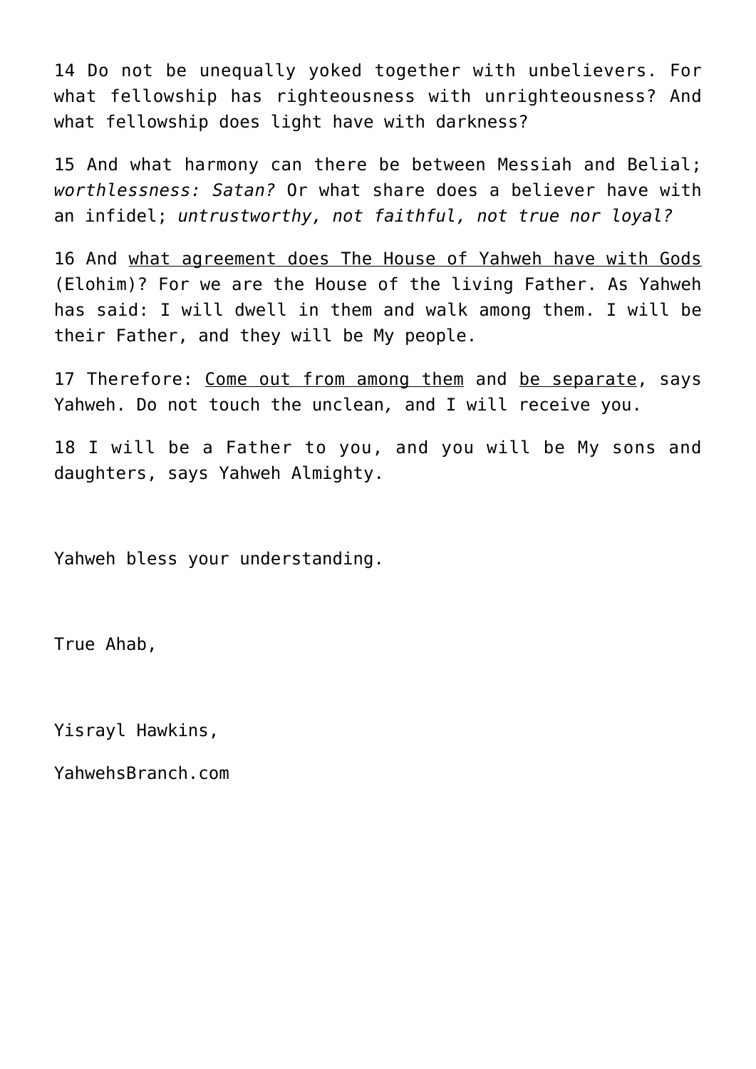14 Do not be unequally yoked together with unbelievers. For what fellowship has righteousness with unrighteousness? And what fellowship does light have with darkness?

15 And what harmony can there be between Messiah and Belial; *worthlessness: Satan?* Or what share does a believer have with an infidel; *untrustworthy, not faithful, not true nor loyal?*

16 And <u>what agreement does The House of Yahweh have with Gods</u> (Elohim)? For we are the House of the living Father. As Yahweh has said: I will dwell in them and walk among them. I will be their Father, and they will be My people.

17 Therefore: <u>Come out from among them</u> and <u>be separate</u>, says Yahweh. Do not touch the unclean, and I will receive you.

18 I will be a Father to you, and you will be My sons and daughters, says Yahweh Almighty.

Yahweh bless your understanding.

True Ahab,

Yisrayl Hawkins,

YahwehsBranch.com